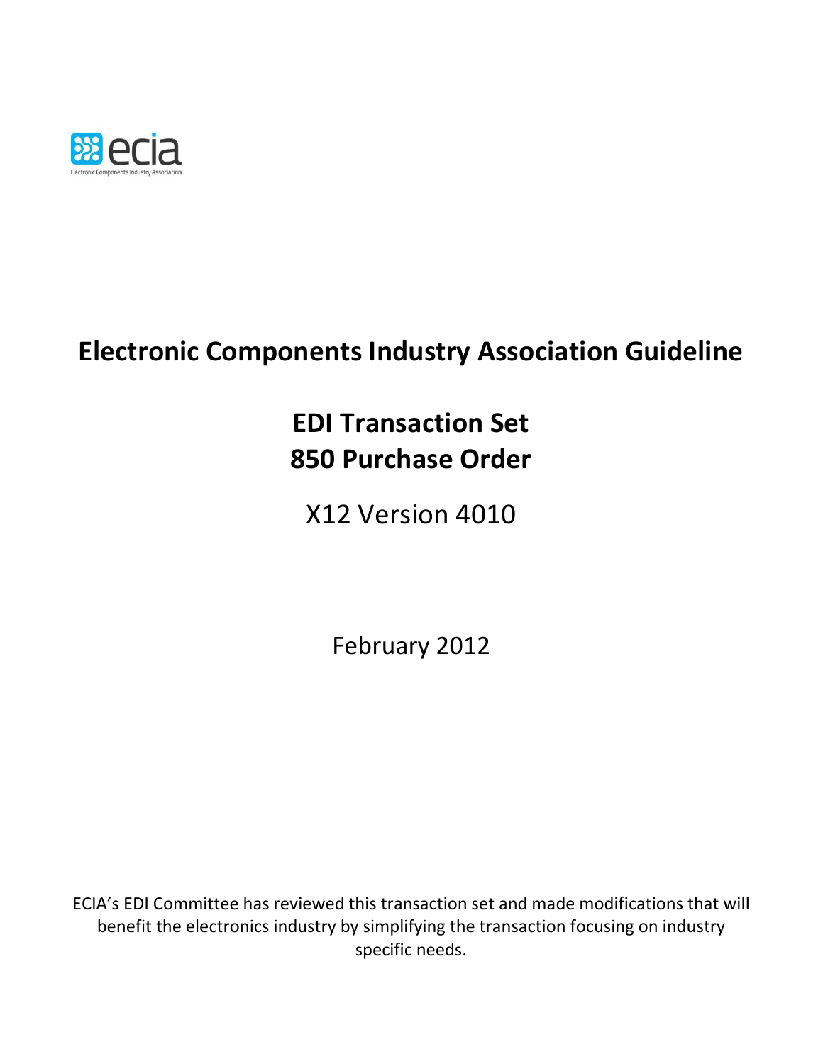# Electronic Components Industry Association Guideline

## EDI Transaction Set
## 850 Purchase Order

X12 Version 4010

February 2012

ECIA's EDI Committee has reviewed this transaction set and made modifications that will benefit the electronics industry by simplifying the transaction focusing on industry specific needs.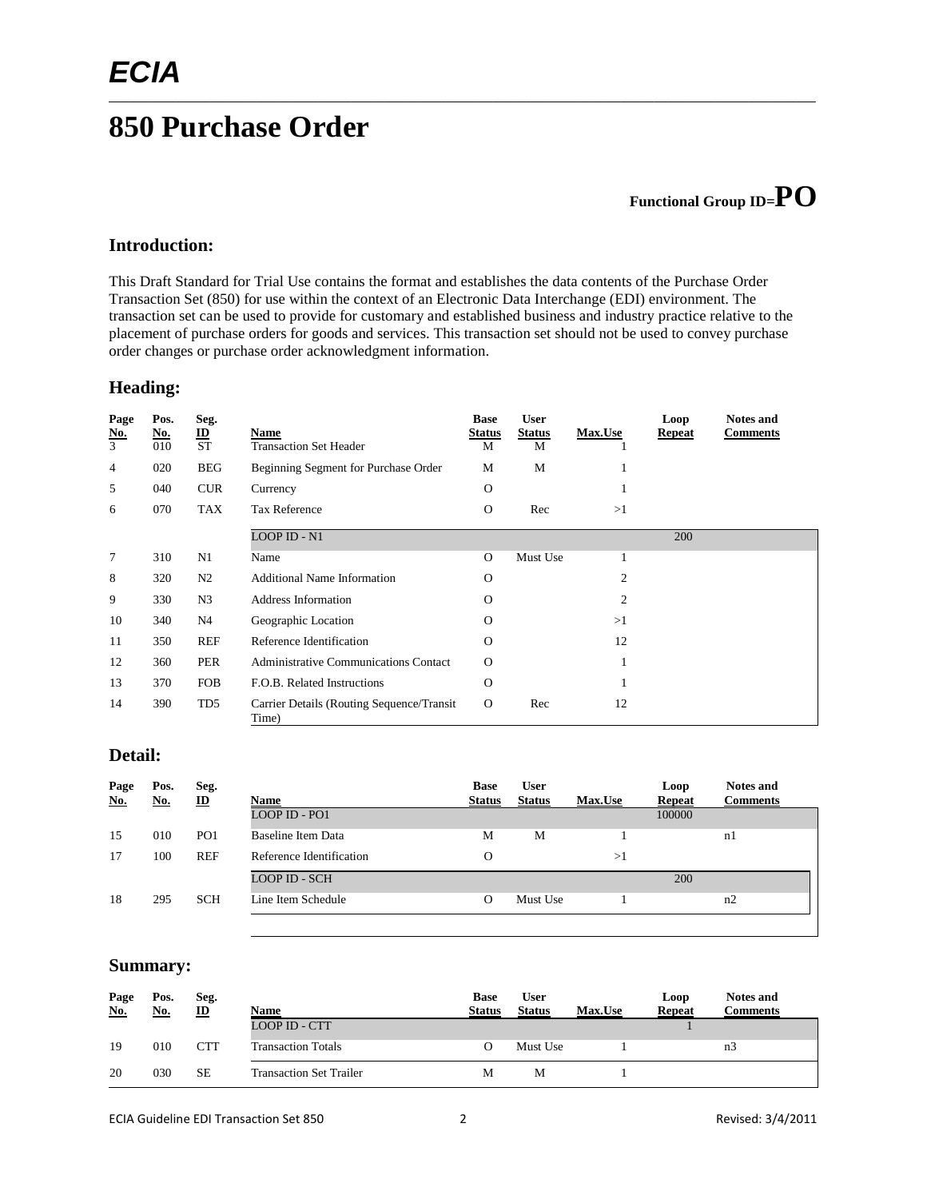*ECIA*

# 850 Purchase Order

**Functional Group ID=PO**

## Introduction:

This Draft Standard for Trial Use contains the format and establishes the data contents of the Purchase Order Transaction Set (850) for use within the context of an Electronic Data Interchange (EDI) environment. The transaction set can be used to provide for customary and established business and industry practice relative to the placement of purchase orders for goods and services. This transaction set should not be used to convey purchase order changes or purchase order acknowledgment information.

## Heading:

| Page No. | Pos. No. | Seg. ID | Name | Base Status | User Status | Max.Use | Loop Repeat | Notes and Comments |
|---|---|---|---|---|---|---|---|---|
| 3 | 010 | ST | Transaction Set Header | M | M | 1 | | |
| 4 | 020 | BEG | Beginning Segment for Purchase Order | M | M | 1 | | |
| 5 | 040 | CUR | Currency | O | | 1 | | |
| 6 | 070 | TAX | Tax Reference | O | Rec | >1 | | |
| | | | LOOP ID - N1 | | | | 200 | |
| 7 | 310 | N1 | Name | O | Must Use | 1 | | |
| 8 | 320 | N2 | Additional Name Information | O | | 2 | | |
| 9 | 330 | N3 | Address Information | O | | 2 | | |
| 10 | 340 | N4 | Geographic Location | O | | >1 | | |
| 11 | 350 | REF | Reference Identification | O | | 12 | | |
| 12 | 360 | PER | Administrative Communications Contact | O | | 1 | | |
| 13 | 370 | FOB | F.O.B. Related Instructions | O | | 1 | | |
| 14 | 390 | TD5 | Carrier Details (Routing Sequence/Transit Time) | O | Rec | 12 | | |

## Detail:

| Page No. | Pos. No. | Seg. ID | Name | Base Status | User Status | Max.Use | Loop Repeat | Notes and Comments |
|---|---|---|---|---|---|---|---|---|
| | | | LOOP ID - PO1 | | | | 100000 | |
| 15 | 010 | PO1 | Baseline Item Data | M | M | 1 | | n1 |
| 17 | 100 | REF | Reference Identification | O | | >1 | | |
| | | | LOOP ID - SCH | | | | 200 | |
| 18 | 295 | SCH | Line Item Schedule | O | Must Use | 1 | | n2 |

## Summary:

| Page No. | Pos. No. | Seg. ID | Name | Base Status | User Status | Max.Use | Loop Repeat | Notes and Comments |
|---|---|---|---|---|---|---|---|---|
| | | | LOOP ID - CTT | | | | 1 | |
| 19 | 010 | CTT | Transaction Totals | O | Must Use | 1 | | n3 |
| 20 | 030 | SE | Transaction Set Trailer | M | M | 1 | | |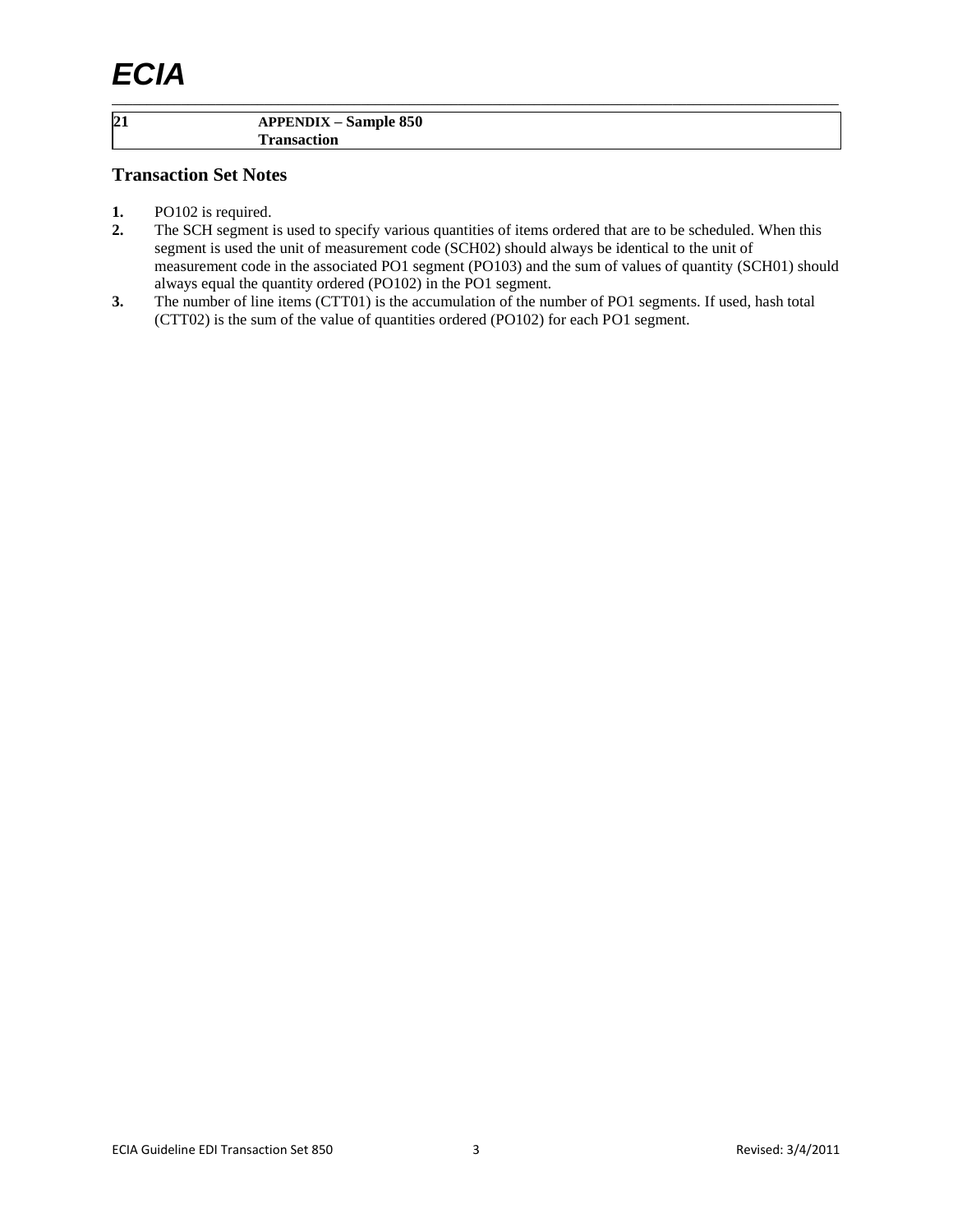| 21 | APPENDIX – Sample 850 Transaction |
|---|---|

## Transaction Set Notes

1. PO102 is required.
2. The SCH segment is used to specify various quantities of items ordered that are to be scheduled. When this segment is used the unit of measurement code (SCH02) should always be identical to the unit of measurement code in the associated PO1 segment (PO103) and the sum of values of quantity (SCH01) should always equal the quantity ordered (PO102) in the PO1 segment.
3. The number of line items (CTT01) is the accumulation of the number of PO1 segments. If used, hash total (CTT02) is the sum of the value of quantities ordered (PO102) for each PO1 segment.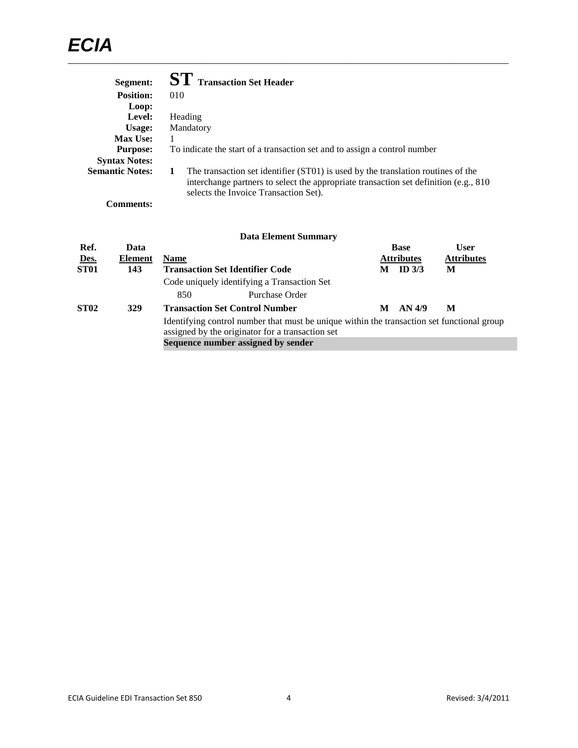**Segment:** **ST** **Transaction Set Header**

**Position:** 010

**Loop:**

**Level:** Heading

**Usage:** Mandatory

**Max Use:** 1

**Purpose:** To indicate the start of a transaction set and to assign a control number

**Syntax Notes:**

**Semantic Notes:**

1. The transaction set identifier (ST01) is used by the translation routines of the interchange partners to select the appropriate transaction set definition (e.g., 810 selects the Invoice Transaction Set).

**Comments:**

### Data Element Summary

| Ref. Des. | Data Element | Name | Base Attributes | | User Attributes |
|---|---|---|---|---|---|
| **ST01** | **143** | **Transaction Set Identifier Code** | **M** | **ID 3/3** | **M** |
| | | Code uniquely identifying a Transaction Set | | | |
| | | 850 Purchase Order | | | |
| **ST02** | **329** | **Transaction Set Control Number** | **M** | **AN 4/9** | **M** |
| | | Identifying control number that must be unique within the transaction set functional group assigned by the originator for a transaction set | | | |
| | | **Sequence number assigned by sender** | | | |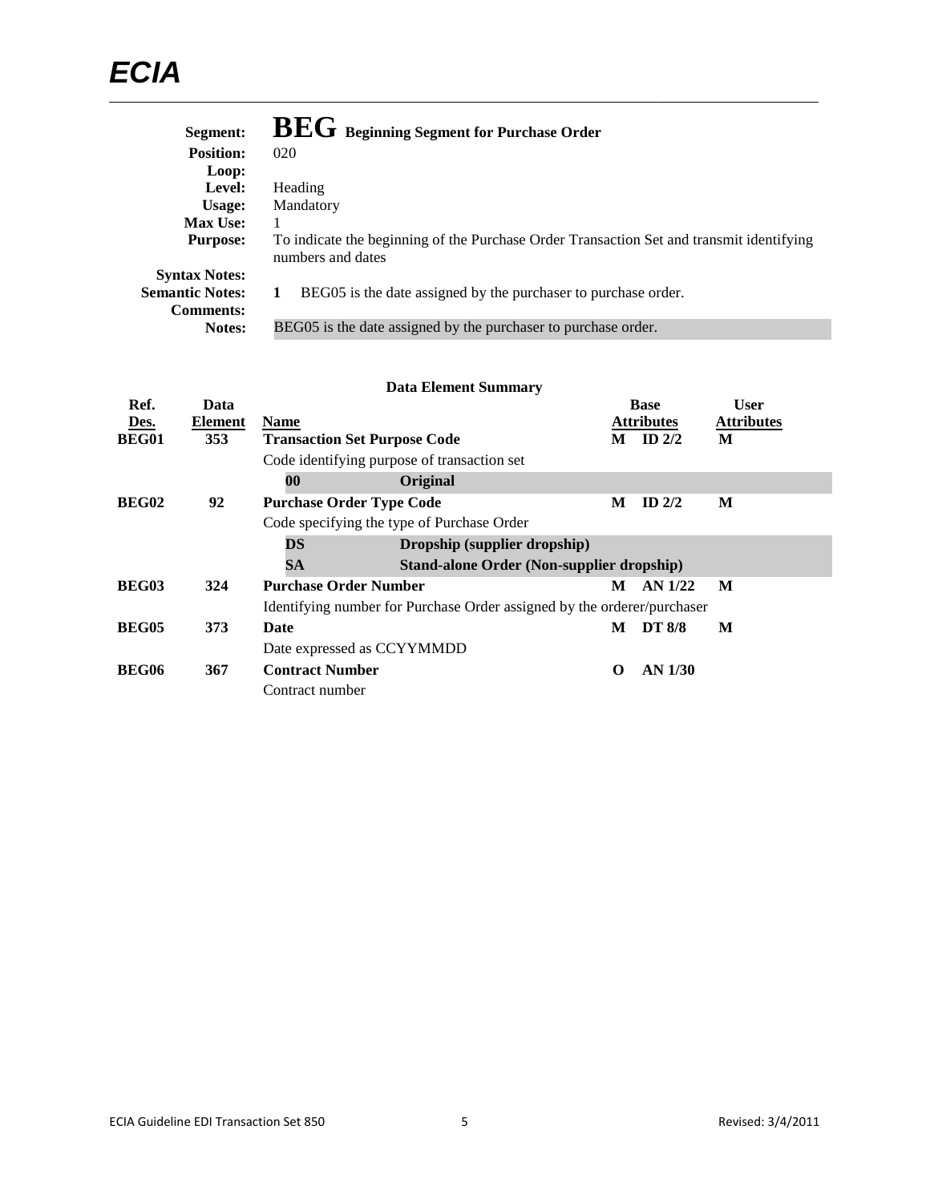| | |
|---|---|
| **Segment:** | **BEG** **Beginning Segment for Purchase Order** |
| **Position:** | 020 |
| **Loop:** | |
| **Level:** | Heading |
| **Usage:** | Mandatory |
| **Max Use:** | 1 |
| **Purpose:** | To indicate the beginning of the Purchase Order Transaction Set and transmit identifying numbers and dates |
| **Syntax Notes:** | |
| **Semantic Notes:** | **1** BEG05 is the date assigned by the purchaser to purchase order. |
| **Comments:** | |
| **Notes:** | BEG05 is the date assigned by the purchaser to purchase order. |

### Data Element Summary

| Ref. Des. | Data Element | Name | | Base Attributes | | User Attributes |
|---|---|---|---|---|---|---|
| **BEG01** | **353** | **Transaction Set Purpose Code** | | **M** | **ID 2/2** | **M** |
| | | Code identifying purpose of transaction set | | | | |
| | | **00** | **Original** | | | |
| **BEG02** | **92** | **Purchase Order Type Code** | | **M** | **ID 2/2** | **M** |
| | | Code specifying the type of Purchase Order | | | | |
| | | **DS** | **Dropship (supplier dropship)** | | | |
| | | **SA** | **Stand-alone Order (Non-supplier dropship)** | | | |
| **BEG03** | **324** | **Purchase Order Number** | | **M** | **AN 1/22** | **M** |
| | | Identifying number for Purchase Order assigned by the orderer/purchaser | | | | |
| **BEG05** | **373** | **Date** | | **M** | **DT 8/8** | **M** |
| | | Date expressed as CCYYMMDD | | | | |
| **BEG06** | **367** | **Contract Number** | | **O** | **AN 1/30** | |
| | | Contract number | | | | |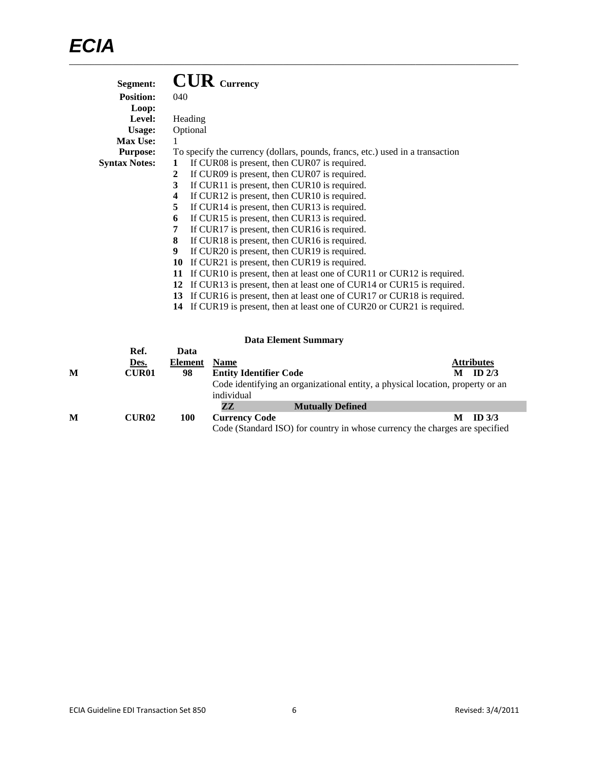**Segment:** **CUR** **Currency**

**Position:** 040

**Loop:**

**Level:** Heading

**Usage:** Optional

**Max Use:** 1

**Purpose:** To specify the currency (dollars, pounds, francs, etc.) used in a transaction

**Syntax Notes:**

1. If CUR08 is present, then CUR07 is required.
2. If CUR09 is present, then CUR07 is required.
3. If CUR11 is present, then CUR10 is required.
4. If CUR12 is present, then CUR10 is required.
5. If CUR14 is present, then CUR13 is required.
6. If CUR15 is present, then CUR13 is required.
7. If CUR17 is present, then CUR16 is required.
8. If CUR18 is present, then CUR16 is required.
9. If CUR20 is present, then CUR19 is required.
10. If CUR21 is present, then CUR19 is required.
11. If CUR10 is present, then at least one of CUR11 or CUR12 is required.
12. If CUR13 is present, then at least one of CUR14 or CUR15 is required.
13. If CUR16 is present, then at least one of CUR17 or CUR18 is required.
14. If CUR19 is present, then at least one of CUR20 or CUR21 is required.

### Data Element Summary

| | Ref. Des. | Data Element | Name | Attributes |
|---|---|---|---|---|
| **M** | **CUR01** | **98** | **Entity Identifier Code**<br>Code identifying an organizational entity, a physical location, property or an individual | **M ID 2/3** |
| | | | **ZZ** — **Mutually Defined** | |
| **M** | **CUR02** | **100** | **Currency Code**<br>Code (Standard ISO) for country in whose currency the charges are specified | **M ID 3/3** |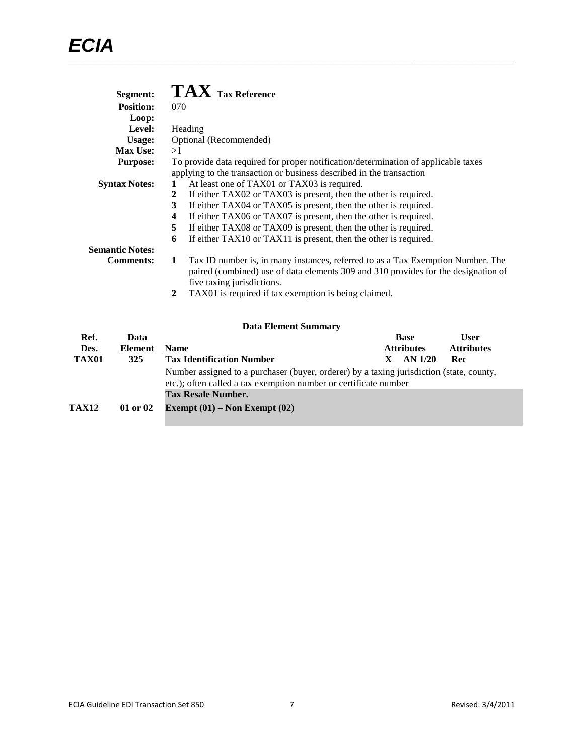| | |
|---|---|
| **Segment:** | **TAX** **Tax Reference** |
| **Position:** | 070 |
| **Loop:** | |
| **Level:** | Heading |
| **Usage:** | Optional (Recommended) |
| **Max Use:** | >1 |
| **Purpose:** | To provide data required for proper notification/determination of applicable taxes applying to the transaction or business described in the transaction |
| **Syntax Notes:** | **1** At least one of TAX01 or TAX03 is required. |
| | **2** If either TAX02 or TAX03 is present, then the other is required. |
| | **3** If either TAX04 or TAX05 is present, then the other is required. |
| | **4** If either TAX06 or TAX07 is present, then the other is required. |
| | **5** If either TAX08 or TAX09 is present, then the other is required. |
| | **6** If either TAX10 or TAX11 is present, then the other is required. |
| **Semantic Notes:** | |
| **Comments:** | **1** Tax ID number is, in many instances, referred to as a Tax Exemption Number. The paired (combined) use of data elements 309 and 310 provides for the designation of five taxing jurisdictions. |
| | **2** TAX01 is required if tax exemption is being claimed. |

**Data Element Summary**

| Ref. Des. | Data Element | Name | Base Attributes | User Attributes |
|---|---|---|---|---|
| **TAX01** | **325** | **Tax Identification Number** | **X AN 1/20** | **Rec** |
| | | Number assigned to a purchaser (buyer, orderer) by a taxing jurisdiction (state, county, etc.); often called a tax exemption number or certificate number | | |
| | | **Tax Resale Number.** | | |
| **TAX12** | **01 or 02** | **Exempt (01) – Non Exempt (02)** | | |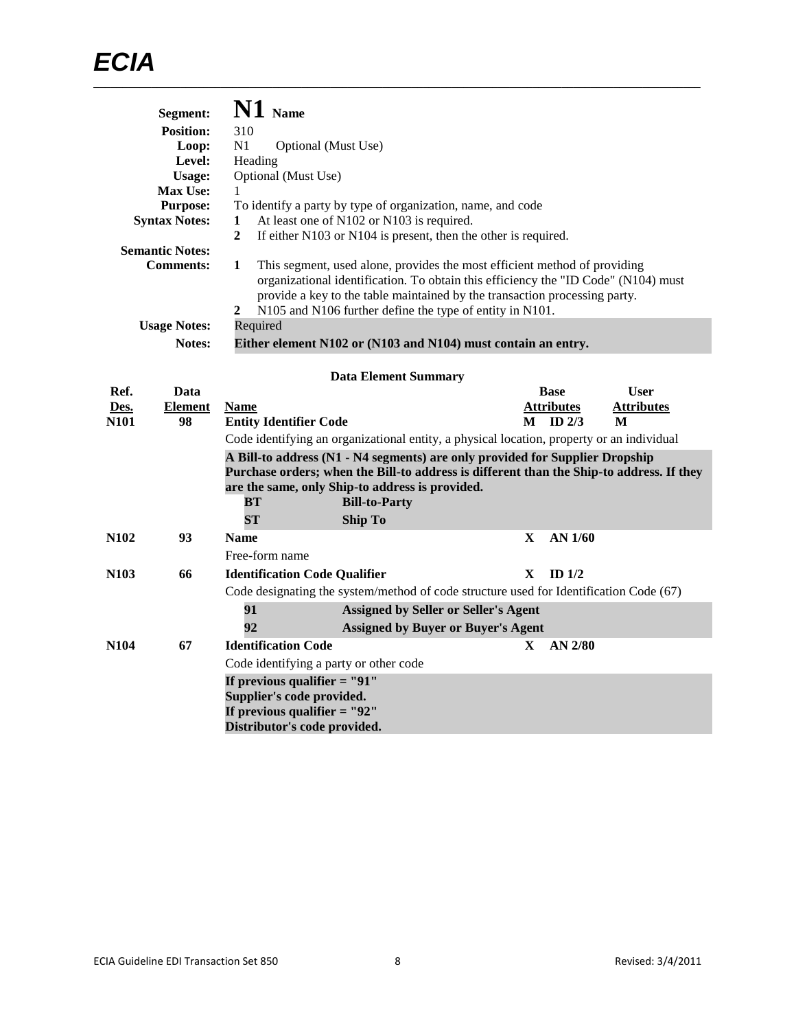**Segment:** **N1 Name**

**Position:** 310

**Loop:** N1 Optional (Must Use)

**Level:** Heading

**Usage:** Optional (Must Use)

**Max Use:** 1

**Purpose:** To identify a party by type of organization, name, and code

**Syntax Notes:**
1. At least one of N102 or N103 is required.
2. If either N103 or N104 is present, then the other is required.

**Semantic Notes:**

**Comments:**
1. This segment, used alone, provides the most efficient method of providing organizational identification. To obtain this efficiency the "ID Code" (N104) must provide a key to the table maintained by the transaction processing party.
2. N105 and N106 further define the type of entity in N101.

**Usage Notes:** Required

**Notes:** **Either element N102 or (N103 and N104) must contain an entry.**

### Data Element Summary

| Ref. Des. | Data Element | Name | | Base Attributes | | User Attributes |
|---|---|---|---|---|---|---|
| **N101** | **98** | **Entity Identifier Code** | | **M** | **ID 2/3** | **M** |
| | | Code identifying an organizational entity, a physical location, property or an individual | | | | |
| | | **A Bill-to address (N1 - N4 segments) are only provided for Supplier Dropship Purchase orders; when the Bill-to address is different than the Ship-to address. If they are the same, only Ship-to address is provided.** | | | | |
| | | **BT** | **Bill-to-Party** | | | |
| | | **ST** | **Ship To** | | | |
| **N102** | **93** | **Name** | | **X** | **AN 1/60** | |
| | | Free-form name | | | | |
| **N103** | **66** | **Identification Code Qualifier** | | **X** | **ID 1/2** | |
| | | Code designating the system/method of code structure used for Identification Code (67) | | | | |
| | | **91** | **Assigned by Seller or Seller's Agent** | | | |
| | | **92** | **Assigned by Buyer or Buyer's Agent** | | | |
| **N104** | **67** | **Identification Code** | | **X** | **AN 2/80** | |
| | | Code identifying a party or other code | | | | |
| | | **If previous qualifier = "91"**<br>**Supplier's code provided.**<br>**If previous qualifier = "92"**<br>**Distributor's code provided.** | | | | |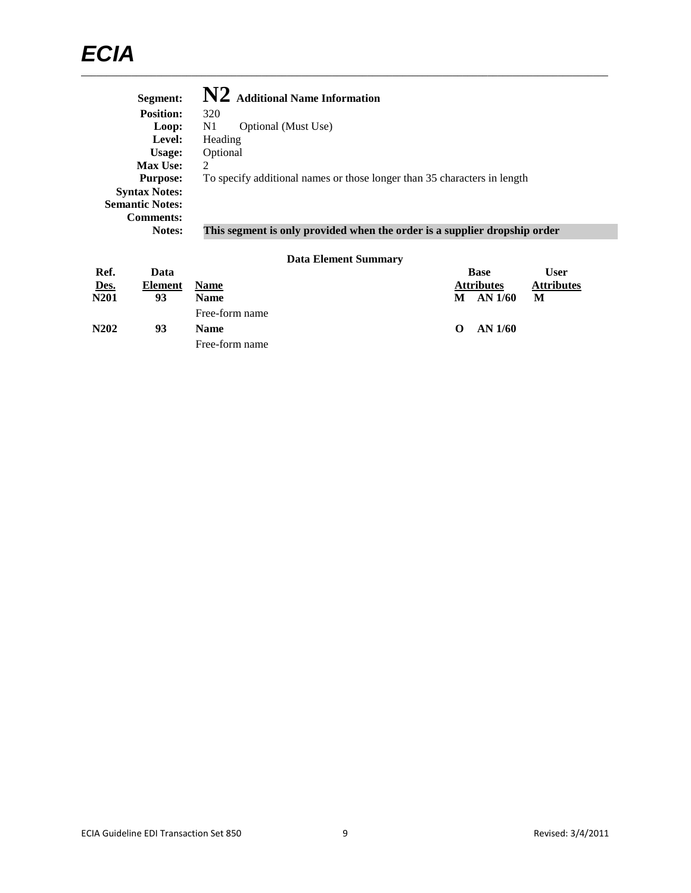**Segment:** **N2** **Additional Name Information**
**Position:** 320
**Loop:** N1 Optional (Must Use)
**Level:** Heading
**Usage:** Optional
**Max Use:** 2
**Purpose:** To specify additional names or those longer than 35 characters in length
**Syntax Notes:**
**Semantic Notes:**
**Comments:**
**Notes:** **This segment is only provided when the order is a supplier dropship order**

**Data Element Summary**

| Ref. Des. | Data Element | Name | Base Attributes | | User Attributes |
|---|---|---|---|---|---|
| **N201** | **93** | **Name** | **M** | **AN 1/60** | **M** |
| | | Free-form name | | | |
| **N202** | **93** | **Name** | **O** | **AN 1/60** | |
| | | Free-form name | | | |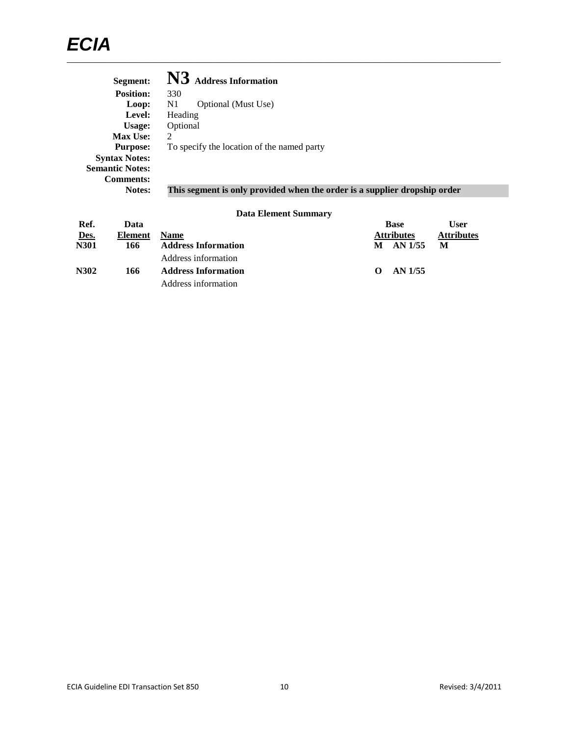**Segment:** **N3** **Address Information**
**Position:** 330
**Loop:** N1 Optional (Must Use)
**Level:** Heading
**Usage:** Optional
**Max Use:** 2
**Purpose:** To specify the location of the named party
**Syntax Notes:**
**Semantic Notes:**
**Comments:**
**Notes:** **This segment is only provided when the order is a supplier dropship order**

**Data Element Summary**

| Ref. Des. | Data Element | Name | Base Attributes | | User Attributes |
|---|---|---|---|---|---|
| **N301** | **166** | **Address Information** | **M** | **AN 1/55** | **M** |
| | | Address information | | | |
| **N302** | **166** | **Address Information** | **O** | **AN 1/55** | |
| | | Address information | | | |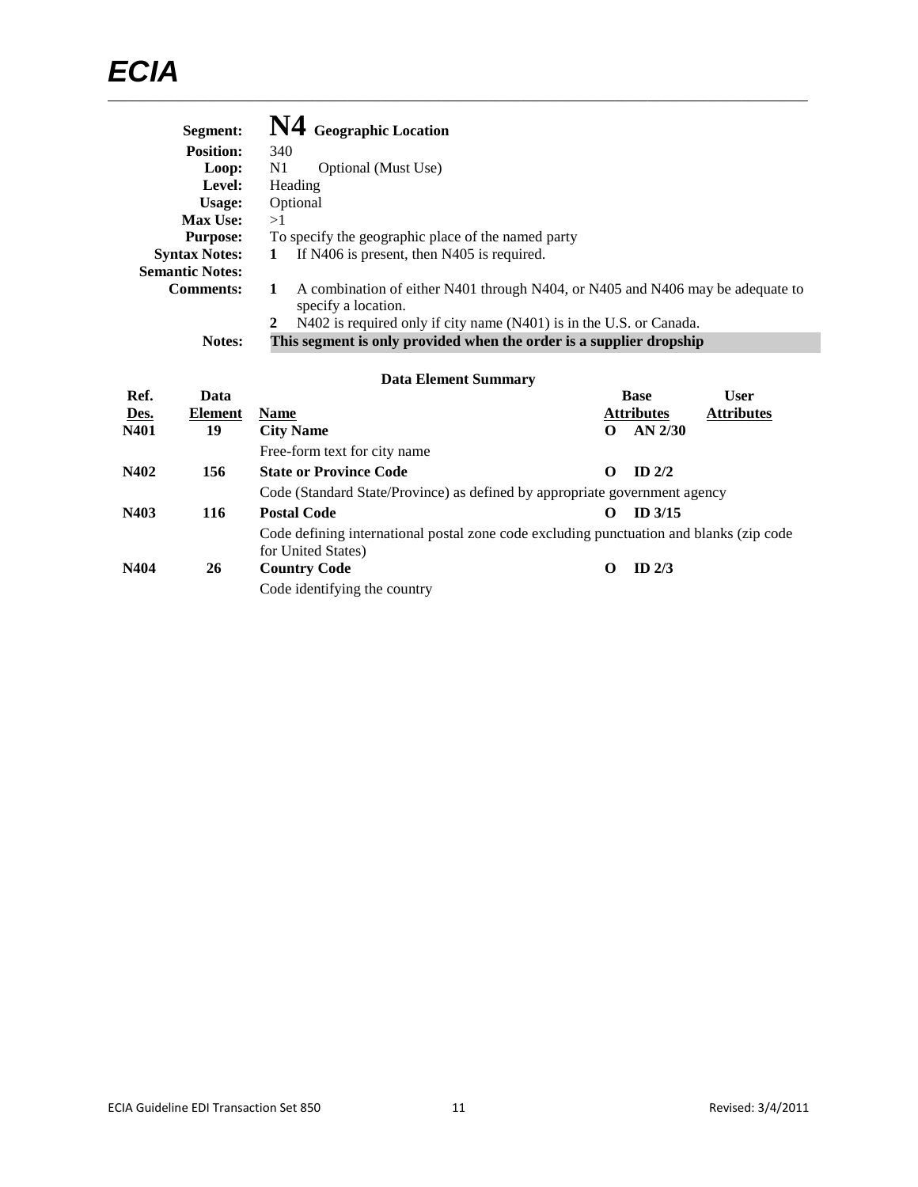**Segment:** **N4** **Geographic Location**
**Position:** 340
**Loop:** N1 Optional (Must Use)
**Level:** Heading
**Usage:** Optional
**Max Use:** >1
**Purpose:** To specify the geographic place of the named party
**Syntax Notes:**
1 If N406 is present, then N405 is required.

**Semantic Notes:**

**Comments:**
1 A combination of either N401 through N404, or N405 and N406 may be adequate to specify a location.
2 N402 is required only if city name (N401) is in the U.S. or Canada.

**Notes:** **This segment is only provided when the order is a supplier dropship**

### Data Element Summary

| Ref. Des. | Data Element | Name | | Base Attributes | User Attributes |
|---|---|---|---|---|---|
| **N401** | **19** | **City Name** | **O** | **AN 2/30** | |
| | | Free-form text for city name | | | |
| **N402** | **156** | **State or Province Code** | **O** | **ID 2/2** | |
| | | Code (Standard State/Province) as defined by appropriate government agency | | | |
| **N403** | **116** | **Postal Code** | **O** | **ID 3/15** | |
| | | Code defining international postal zone code excluding punctuation and blanks (zip code for United States) | | | |
| **N404** | **26** | **Country Code** | **O** | **ID 2/3** | |
| | | Code identifying the country | | | |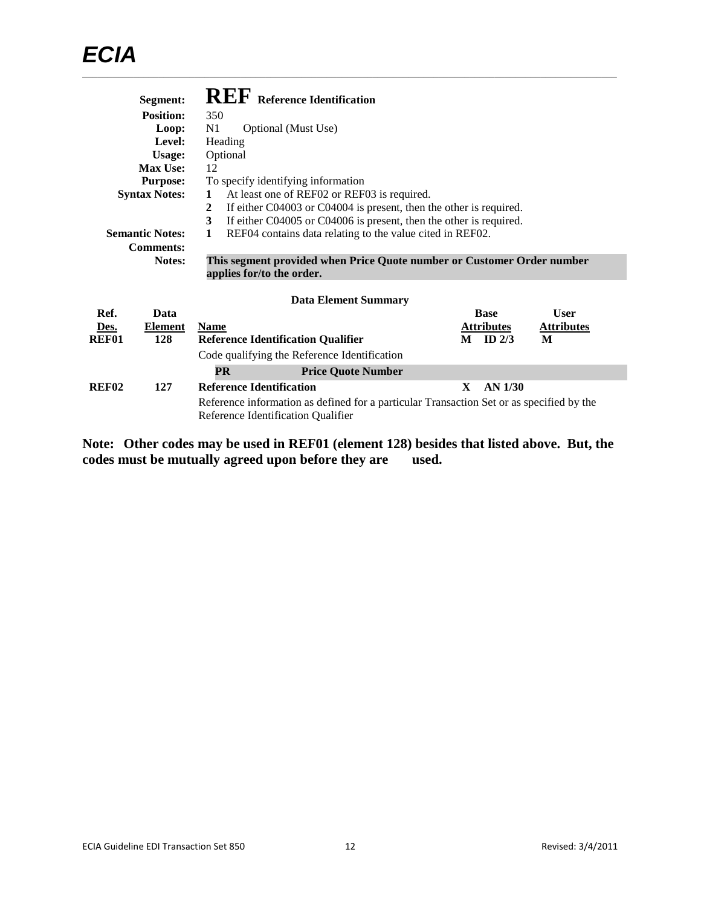| | |
|---|---|
| **Segment:** | **REF** **Reference Identification** |
| **Position:** | 350 |
| **Loop:** | N1 Optional (Must Use) |
| **Level:** | Heading |
| **Usage:** | Optional |
| **Max Use:** | 12 |
| **Purpose:** | To specify identifying information |
| **Syntax Notes:** | **1** At least one of REF02 or REF03 is required. |
| | **2** If either C04003 or C04004 is present, then the other is required. |
| | **3** If either C04005 or C04006 is present, then the other is required. |
| **Semantic Notes:** | **1** REF04 contains data relating to the value cited in REF02. |
| **Comments:** | |
| **Notes:** | **This segment provided when Price Quote number or Customer Order number applies for/to the order.** |

**Data Element Summary**

| Ref. Des. | Data Element | Name | Base Attributes | User Attributes |
|---|---|---|---|---|
| **REF01** | **128** | **Reference Identification Qualifier** | **M ID 2/3** | **M** |
| | | Code qualifying the Reference Identification | | |
| | | **PR** **Price Quote Number** | | |
| **REF02** | **127** | **Reference Identification** | **X AN 1/30** | |
| | | Reference information as defined for a particular Transaction Set or as specified by the Reference Identification Qualifier | | |

**Note: Other codes may be used in REF01 (element 128) besides that listed above. But, the codes must be mutually agreed upon before they are used.**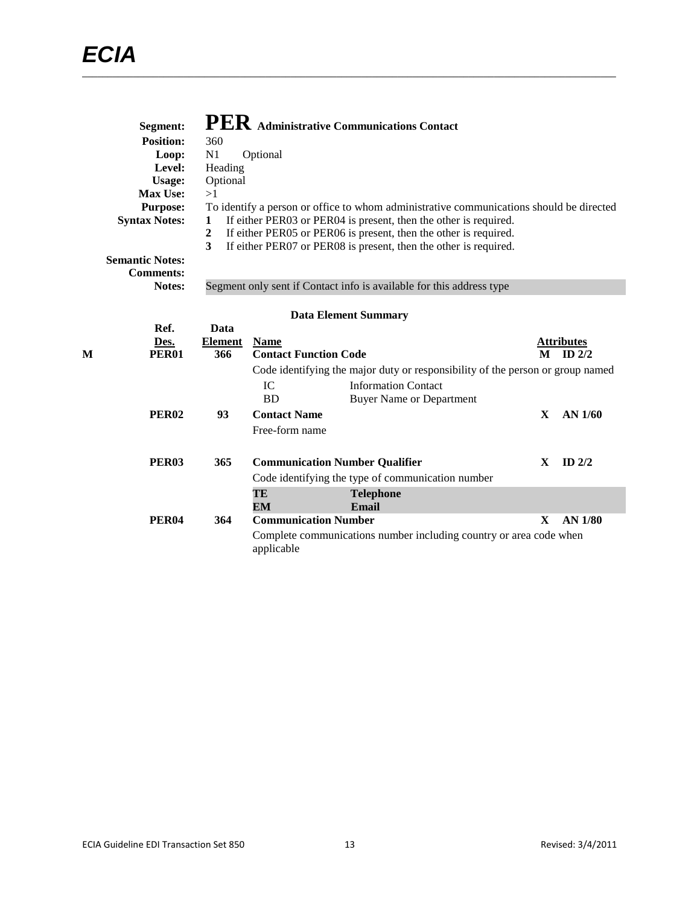**Segment:** **PER** **Administrative Communications Contact**

**Position:** 360

**Loop:** N1 Optional

**Level:** Heading

**Usage:** Optional

**Max Use:** >1

**Purpose:** To identify a person or office to whom administrative communications should be directed

**Syntax Notes:**

1. If either PER03 or PER04 is present, then the other is required.
2. If either PER05 or PER06 is present, then the other is required.
3. If either PER07 or PER08 is present, then the other is required.

**Semantic Notes:**

**Comments:**

**Notes:** Segment only sent if Contact info is available for this address type

**Data Element Summary**

| | Ref. Des. | Data Element | Name | | Attributes | |
|---|---|---|---|---|---|---|
| M | **PER01** | **366** | **Contact Function Code** | | **M** | **ID 2/2** |
| | | | Code identifying the major duty or responsibility of the person or group named | | | |
| | | | IC | Information Contact | | |
| | | | BD | Buyer Name or Department | | |
| | **PER02** | **93** | **Contact Name** | | **X** | **AN 1/60** |
| | | | Free-form name | | | |
| | **PER03** | **365** | **Communication Number Qualifier** | | **X** | **ID 2/2** |
| | | | Code identifying the type of communication number | | | |
| | | | **TE** | **Telephone** | | |
| | | | **EM** | **Email** | | |
| | **PER04** | **364** | **Communication Number** | | **X** | **AN 1/80** |
| | | | Complete communications number including country or area code when applicable | | | |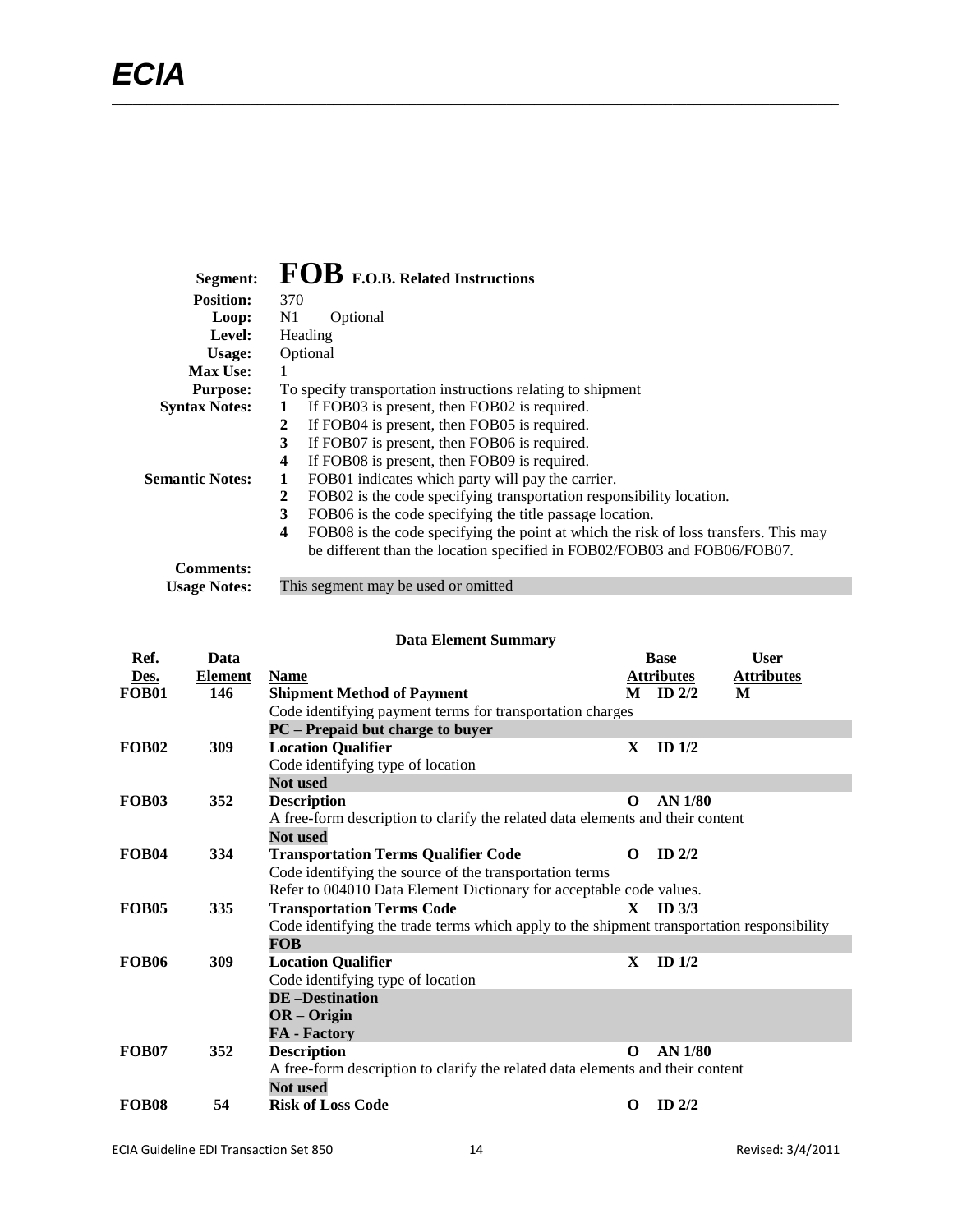# Segment: FOB F.O.B. Related Instructions

**Position:** 370

**Loop:** N1 Optional

**Level:** Heading

**Usage:** Optional

**Max Use:** 1

**Purpose:** To specify transportation instructions relating to shipment

**Syntax Notes:**

1. If FOB03 is present, then FOB02 is required.
2. If FOB04 is present, then FOB05 is required.
3. If FOB07 is present, then FOB06 is required.
4. If FOB08 is present, then FOB09 is required.

**Semantic Notes:**

1. FOB01 indicates which party will pay the carrier.
2. FOB02 is the code specifying transportation responsibility location.
3. FOB06 is the code specifying the title passage location.
4. FOB08 is the code specifying the point at which the risk of loss transfers. This may be different than the location specified in FOB02/FOB03 and FOB06/FOB07.

**Comments:**

**Usage Notes:** This segment may be used or omitted

### Data Element Summary

| Ref. Des. | Data Element | Name | | Base Attributes | User Attributes |
|---|---|---|---|---|---|
| FOB01 | 146 | **Shipment Method of Payment** | M | ID 2/2 | M |
| | | Code identifying payment terms for transportation charges | | | |
| | | **PC – Prepaid but charge to buyer** | | | |
| FOB02 | 309 | **Location Qualifier** | X | ID 1/2 | |
| | | Code identifying type of location | | | |
| | | **Not used** | | | |
| FOB03 | 352 | **Description** | O | AN 1/80 | |
| | | A free-form description to clarify the related data elements and their content | | | |
| | | **Not used** | | | |
| FOB04 | 334 | **Transportation Terms Qualifier Code** | O | ID 2/2 | |
| | | Code identifying the source of the transportation terms | | | |
| | | Refer to 004010 Data Element Dictionary for acceptable code values. | | | |
| FOB05 | 335 | **Transportation Terms Code** | X | ID 3/3 | |
| | | Code identifying the trade terms which apply to the shipment transportation responsibility | | | |
| | | **FOB** | | | |
| FOB06 | 309 | **Location Qualifier** | X | ID 1/2 | |
| | | Code identifying type of location | | | |
| | | **DE –Destination** | | | |
| | | **OR – Origin** | | | |
| | | **FA - Factory** | | | |
| FOB07 | 352 | **Description** | O | AN 1/80 | |
| | | A free-form description to clarify the related data elements and their content | | | |
| | | **Not used** | | | |
| FOB08 | 54 | **Risk of Loss Code** | O | ID 2/2 | |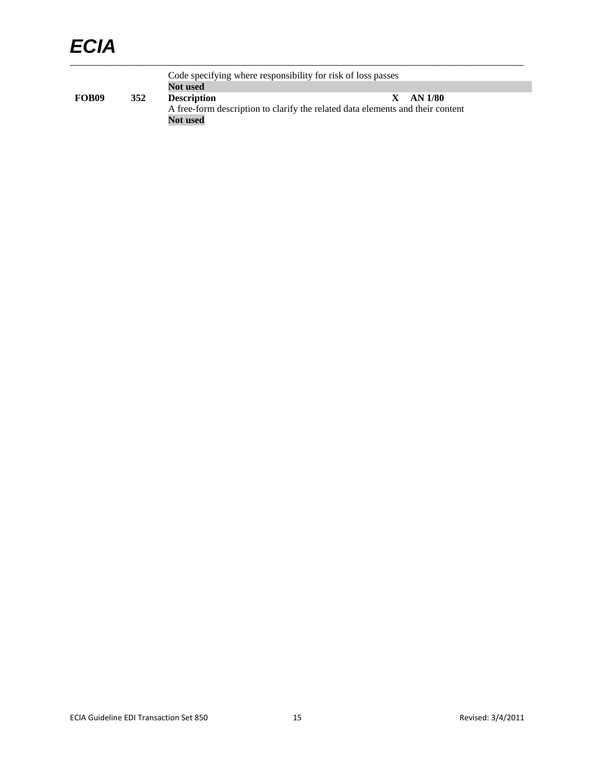Code specifying where responsibility for risk of loss passes
**Not used**

| | | | | |
|---|---|---|---|---|
| **FOB09** | **352** | **Description** | **X** | **AN 1/80** |

A free-form description to clarify the related data elements and their content
**Not used**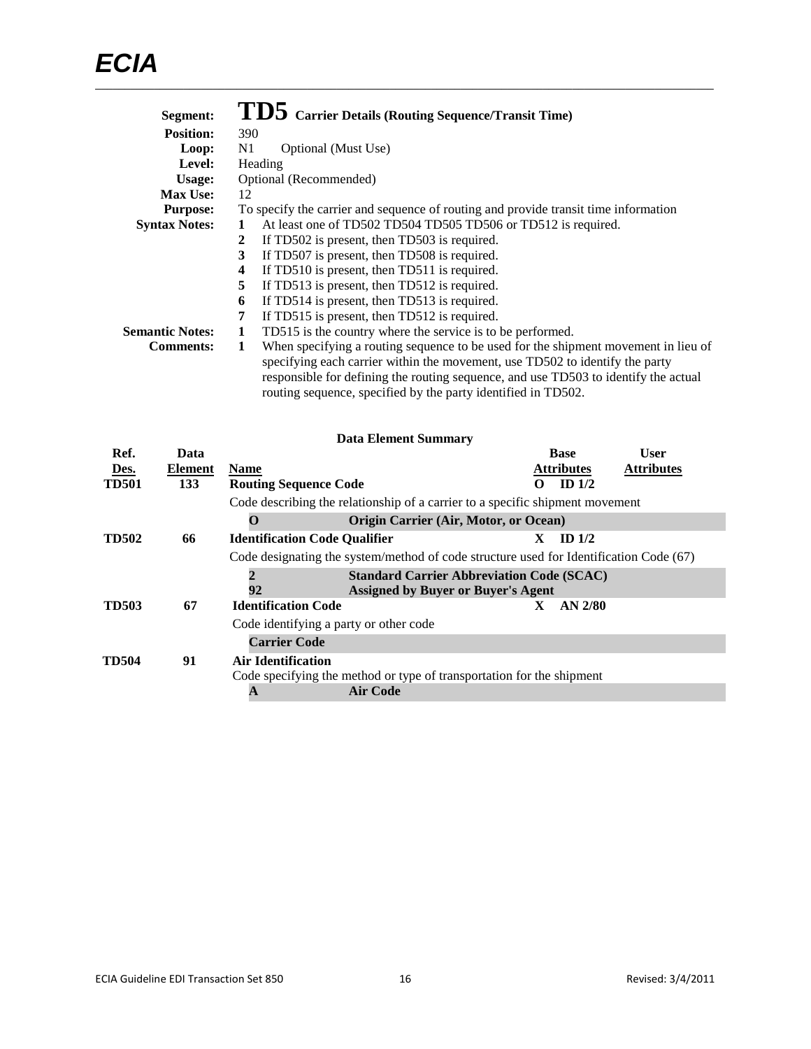# ECIA

## TD5 Carrier Details (Routing Sequence/Transit Time)

**Segment:** TD5 Carrier Details (Routing Sequence/Transit Time)
**Position:** 390
**Loop:** N1 Optional (Must Use)
**Level:** Heading
**Usage:** Optional (Recommended)
**Max Use:** 12
**Purpose:** To specify the carrier and sequence of routing and provide transit time information
**Syntax Notes:**
1. At least one of TD502 TD504 TD505 TD506 or TD512 is required.
2. If TD502 is present, then TD503 is required.
3. If TD507 is present, then TD508 is required.
4. If TD510 is present, then TD511 is required.
5. If TD513 is present, then TD512 is required.
6. If TD514 is present, then TD513 is required.
7. If TD515 is present, then TD512 is required.

**Semantic Notes:**
1. TD515 is the country where the service is to be performed.

**Comments:**
1. When specifying a routing sequence to be used for the shipment movement in lieu of specifying each carrier within the movement, use TD502 to identify the party responsible for defining the routing sequence, and use TD503 to identify the actual routing sequence, specified by the party identified in TD502.

### Data Element Summary

| Ref. Des. | Data Element | Name | Base Attributes | User Attributes |
|---|---|---|---|---|
| **TD501** | **133** | **Routing Sequence Code** | **O ID 1/2** | |
| | | Code describing the relationship of a carrier to a specific shipment movement | | |
| | | **O** — **Origin Carrier (Air, Motor, or Ocean)** | | |
| **TD502** | **66** | **Identification Code Qualifier** | **X ID 1/2** | |
| | | Code designating the system/method of code structure used for Identification Code (67) | | |
| | | **2** — **Standard Carrier Abbreviation Code (SCAC)** | | |
| | | **92** — **Assigned by Buyer or Buyer's Agent** | | |
| **TD503** | **67** | **Identification Code** | **X AN 2/80** | |
| | | Code identifying a party or other code | | |
| | | **Carrier Code** | | |
| **TD504** | **91** | **Air Identification** | | |
| | | Code specifying the method or type of transportation for the shipment | | |
| | | **A** — **Air Code** | | |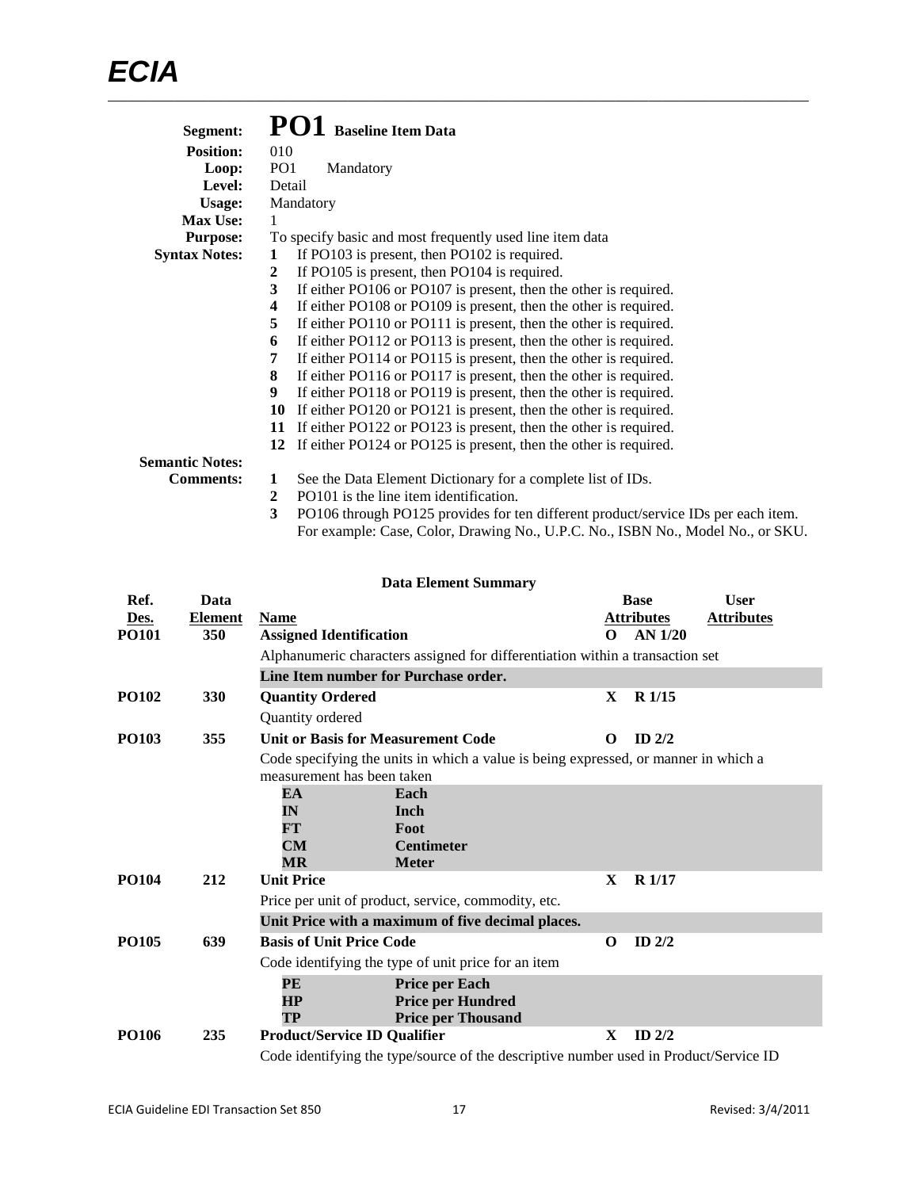**Segment:** **PO1** **Baseline Item Data**

**Position:** 010

**Loop:** PO1 Mandatory

**Level:** Detail

**Usage:** Mandatory

**Max Use:** 1

**Purpose:** To specify basic and most frequently used line item data

**Syntax Notes:**

1. If PO103 is present, then PO102 is required.
2. If PO105 is present, then PO104 is required.
3. If either PO106 or PO107 is present, then the other is required.
4. If either PO108 or PO109 is present, then the other is required.
5. If either PO110 or PO111 is present, then the other is required.
6. If either PO112 or PO113 is present, then the other is required.
7. If either PO114 or PO115 is present, then the other is required.
8. If either PO116 or PO117 is present, then the other is required.
9. If either PO118 or PO119 is present, then the other is required.
10. If either PO120 or PO121 is present, then the other is required.
11. If either PO122 or PO123 is present, then the other is required.
12. If either PO124 or PO125 is present, then the other is required.

**Semantic Notes:**

**Comments:**

1. See the Data Element Dictionary for a complete list of IDs.
2. PO101 is the line item identification.
3. PO106 through PO125 provides for ten different product/service IDs per each item. For example: Case, Color, Drawing No., U.P.C. No., ISBN No., Model No., or SKU.

**Data Element Summary**

| Ref. Des. | Data Element | Name | | Base Attributes | User Attributes |
|---|---|---|---|---|---|
| **PO101** | **350** | **Assigned Identification** | **O** | **AN 1/20** | |
| | | Alphanumeric characters assigned for differentiation within a transaction set | | | |
| | | **Line Item number for Purchase order.** | | | |
| **PO102** | **330** | **Quantity Ordered** | **X** | **R 1/15** | |
| | | Quantity ordered | | | |
| **PO103** | **355** | **Unit or Basis for Measurement Code** | **O** | **ID 2/2** | |
| | | Code specifying the units in which a value is being expressed, or manner in which a measurement has been taken | | | |
| | | **EA** Each | | | |
| | | **IN** Inch | | | |
| | | **FT** Foot | | | |
| | | **CM** Centimeter | | | |
| | | **MR** Meter | | | |
| **PO104** | **212** | **Unit Price** | **X** | **R 1/17** | |
| | | Price per unit of product, service, commodity, etc. | | | |
| | | **Unit Price with a maximum of five decimal places.** | | | |
| **PO105** | **639** | **Basis of Unit Price Code** | **O** | **ID 2/2** | |
| | | Code identifying the type of unit price for an item | | | |
| | | **PE** Price per Each | | | |
| | | **HP** Price per Hundred | | | |
| | | **TP** Price per Thousand | | | |
| **PO106** | **235** | **Product/Service ID Qualifier** | **X** | **ID 2/2** | |
| | | Code identifying the type/source of the descriptive number used in Product/Service ID | | | |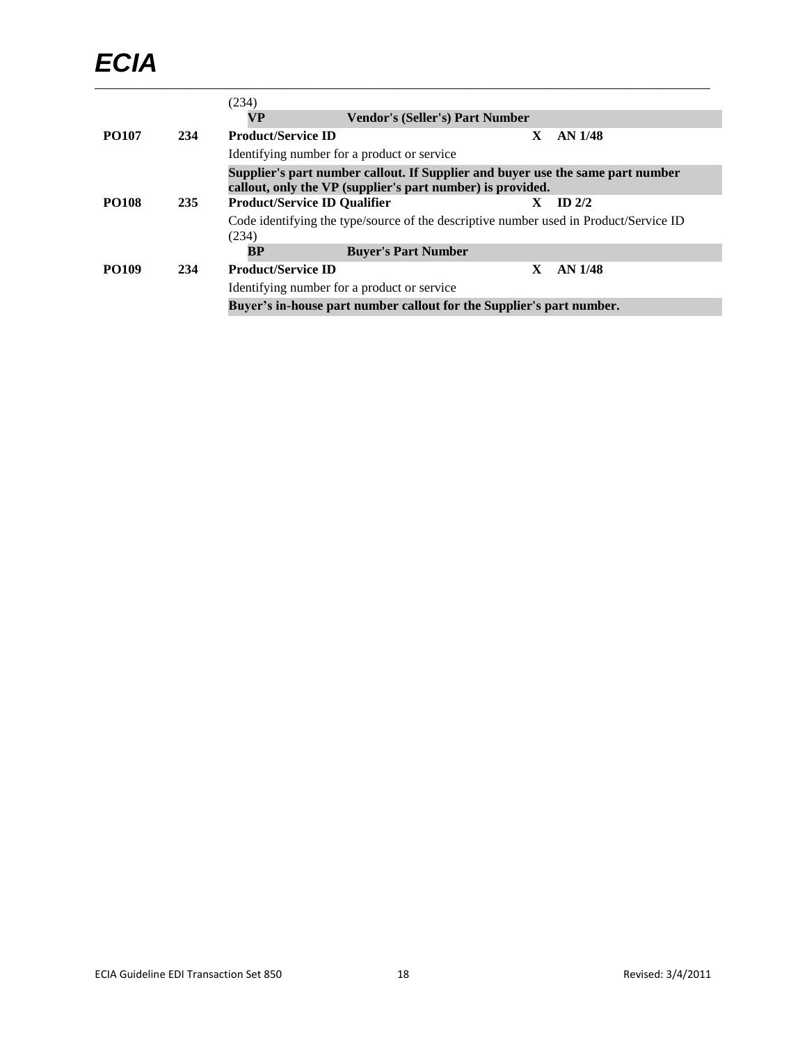| | | | | |
|---|---|---|---|---|
| | | (234) | | |
| | | **VP** **Vendor's (Seller's) Part Number** | | |
| **PO107** | **234** | **Product/Service ID** | **X** | **AN 1/48** |
| | | Identifying number for a product or service | | |
| | | **Supplier's part number callout. If Supplier and buyer use the same part number callout, only the VP (supplier's part number) is provided.** | | |
| **PO108** | **235** | **Product/Service ID Qualifier** | **X** | **ID 2/2** |
| | | Code identifying the type/source of the descriptive number used in Product/Service ID (234) | | |
| | | **BP** **Buyer's Part Number** | | |
| **PO109** | **234** | **Product/Service ID** | **X** | **AN 1/48** |
| | | Identifying number for a product or service | | |
| | | **Buyer's in-house part number callout for the Supplier's part number.** | | |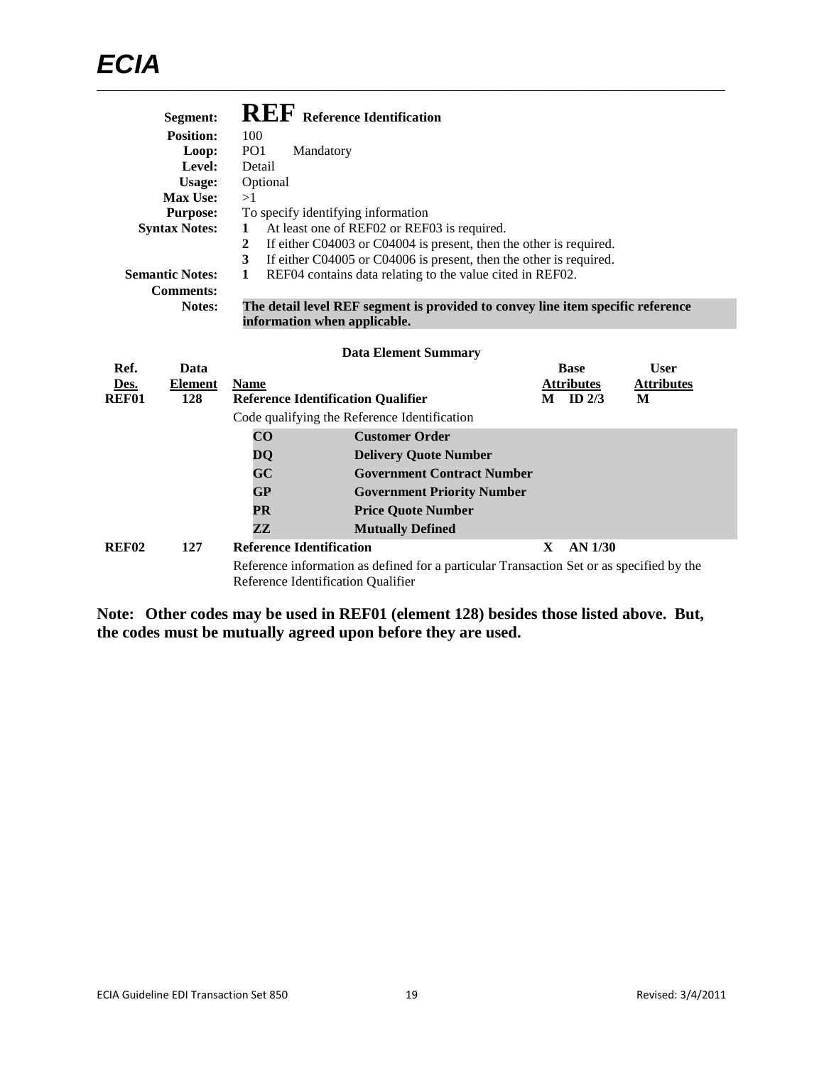**Segment:** **REF** **Reference Identification**
**Position:** 100
**Loop:** PO1 Mandatory
**Level:** Detail
**Usage:** Optional
**Max Use:** >1
**Purpose:** To specify identifying information
**Syntax Notes:**
1. At least one of REF02 or REF03 is required.
2. If either C04003 or C04004 is present, then the other is required.
3. If either C04005 or C04006 is present, then the other is required.

**Semantic Notes:**
1. REF04 contains data relating to the value cited in REF02.

**Comments:**
**Notes:** **The detail level REF segment is provided to convey line item specific reference information when applicable.**

### Data Element Summary

| Ref. Des. | Data Element | Name | Base Attributes | User Attributes |
|---|---|---|---|---|
| **REF01** | **128** | **Reference Identification Qualifier** | **M ID 2/3** | **M** |
| | | Code qualifying the Reference Identification | | |
| | | **CO** **Customer Order** | | |
| | | **DQ** **Delivery Quote Number** | | |
| | | **GC** **Government Contract Number** | | |
| | | **GP** **Government Priority Number** | | |
| | | **PR** **Price Quote Number** | | |
| | | **ZZ** **Mutually Defined** | | |
| **REF02** | **127** | **Reference Identification** | **X AN 1/30** | |
| | | Reference information as defined for a particular Transaction Set or as specified by the Reference Identification Qualifier | | |

**Note: Other codes may be used in REF01 (element 128) besides those listed above. But, the codes must be mutually agreed upon before they are used.**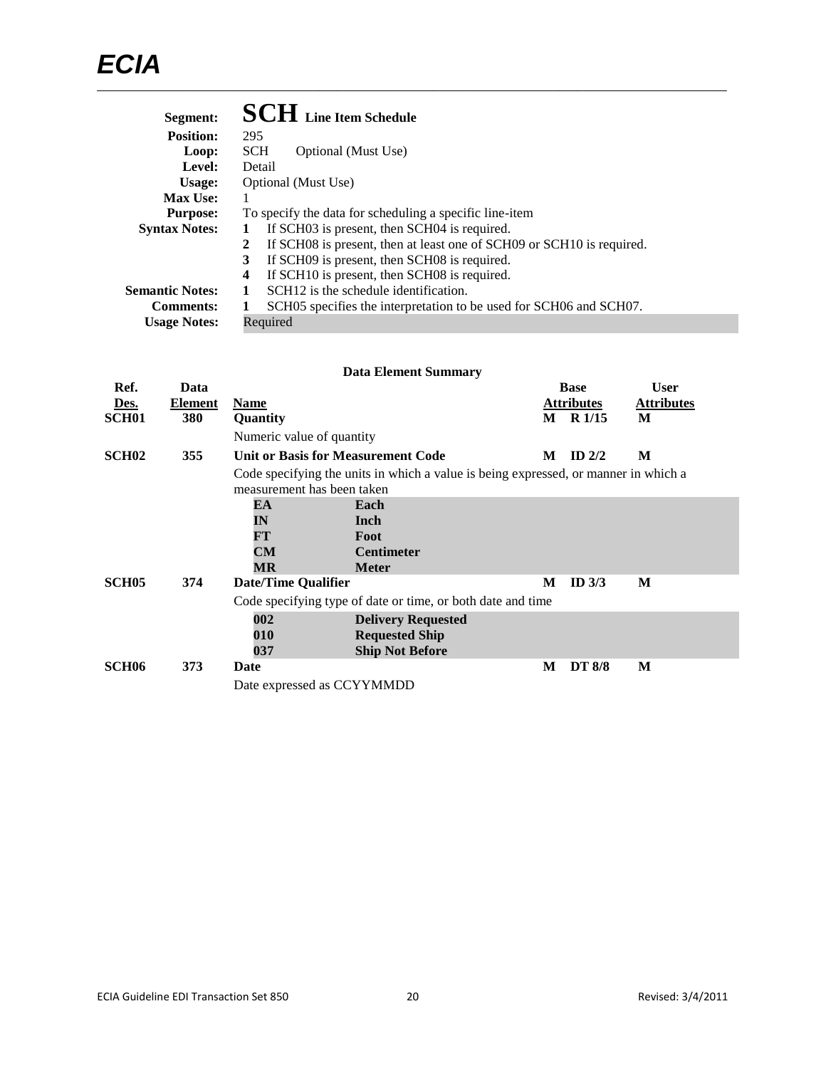**Segment:** **SCH** **Line Item Schedule**
**Position:** 295
**Loop:** SCH Optional (Must Use)
**Level:** Detail
**Usage:** Optional (Must Use)
**Max Use:** 1
**Purpose:** To specify the data for scheduling a specific line-item
**Syntax Notes:**
1. If SCH03 is present, then SCH04 is required.
2. If SCH08 is present, then at least one of SCH09 or SCH10 is required.
3. If SCH09 is present, then SCH08 is required.
4. If SCH10 is present, then SCH08 is required.

**Semantic Notes:**
1. SCH12 is the schedule identification.

**Comments:**
1. SCH05 specifies the interpretation to be used for SCH06 and SCH07.

**Usage Notes:** Required

**Data Element Summary**

| Ref. Des. | Data Element | Name | | Base Attributes | User Attributes |
|---|---|---|---|---|---|
| **SCH01** | **380** | **Quantity** | **M** | **R 1/15** | **M** |
| | | Numeric value of quantity | | | |
| **SCH02** | **355** | **Unit or Basis for Measurement Code** | **M** | **ID 2/2** | **M** |
| | | Code specifying the units in which a value is being expressed, or manner in which a measurement has been taken | | | |
| | | **EA** **Each** | | | |
| | | **IN** **Inch** | | | |
| | | **FT** **Foot** | | | |
| | | **CM** **Centimeter** | | | |
| | | **MR** **Meter** | | | |
| **SCH05** | **374** | **Date/Time Qualifier** | **M** | **ID 3/3** | **M** |
| | | Code specifying type of date or time, or both date and time | | | |
| | | **002** **Delivery Requested** | | | |
| | | **010** **Requested Ship** | | | |
| | | **037** **Ship Not Before** | | | |
| **SCH06** | **373** | **Date** | **M** | **DT 8/8** | **M** |
| | | Date expressed as CCYYMMDD | | | |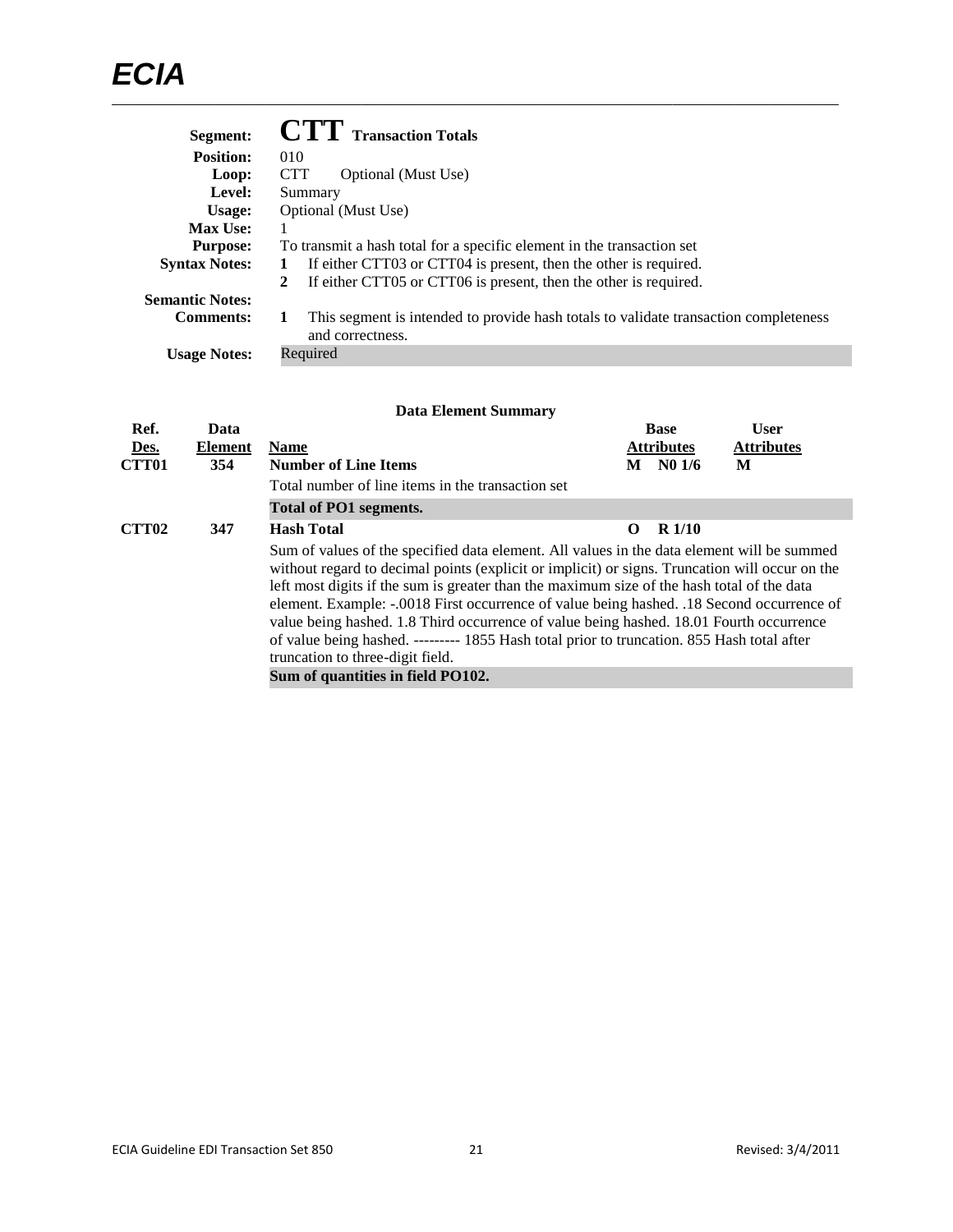**Segment:** **CTT** Transaction Totals
**Position:** 010
**Loop:** CTT Optional (Must Use)
**Level:** Summary
**Usage:** Optional (Must Use)
**Max Use:** 1
**Purpose:** To transmit a hash total for a specific element in the transaction set
**Syntax Notes:**
1. If either CTT03 or CTT04 is present, then the other is required.
2. If either CTT05 or CTT06 is present, then the other is required.

**Semantic Notes:**
**Comments:**
1. This segment is intended to provide hash totals to validate transaction completeness and correctness.

**Usage Notes:** Required

### Data Element Summary

| Ref. Des. | Data Element | Name | Base Attributes | User Attributes |
|---|---|---|---|---|
| CTT01 | 354 | **Number of Line Items** | M N0 1/6 | M |
| | | Total number of line items in the transaction set | | |
| | | **Total of PO1 segments.** | | |
| CTT02 | 347 | **Hash Total** | O R 1/10 | |
| | | Sum of values of the specified data element. All values in the data element will be summed without regard to decimal points (explicit or implicit) or signs. Truncation will occur on the left most digits if the sum is greater than the maximum size of the hash total of the data element. Example: -.0018 First occurrence of value being hashed. .18 Second occurrence of value being hashed. 1.8 Third occurrence of value being hashed. 18.01 Fourth occurrence of value being hashed. --------- 1855 Hash total prior to truncation. 855 Hash total after truncation to three-digit field. | | |
| | | **Sum of quantities in field PO102.** | | |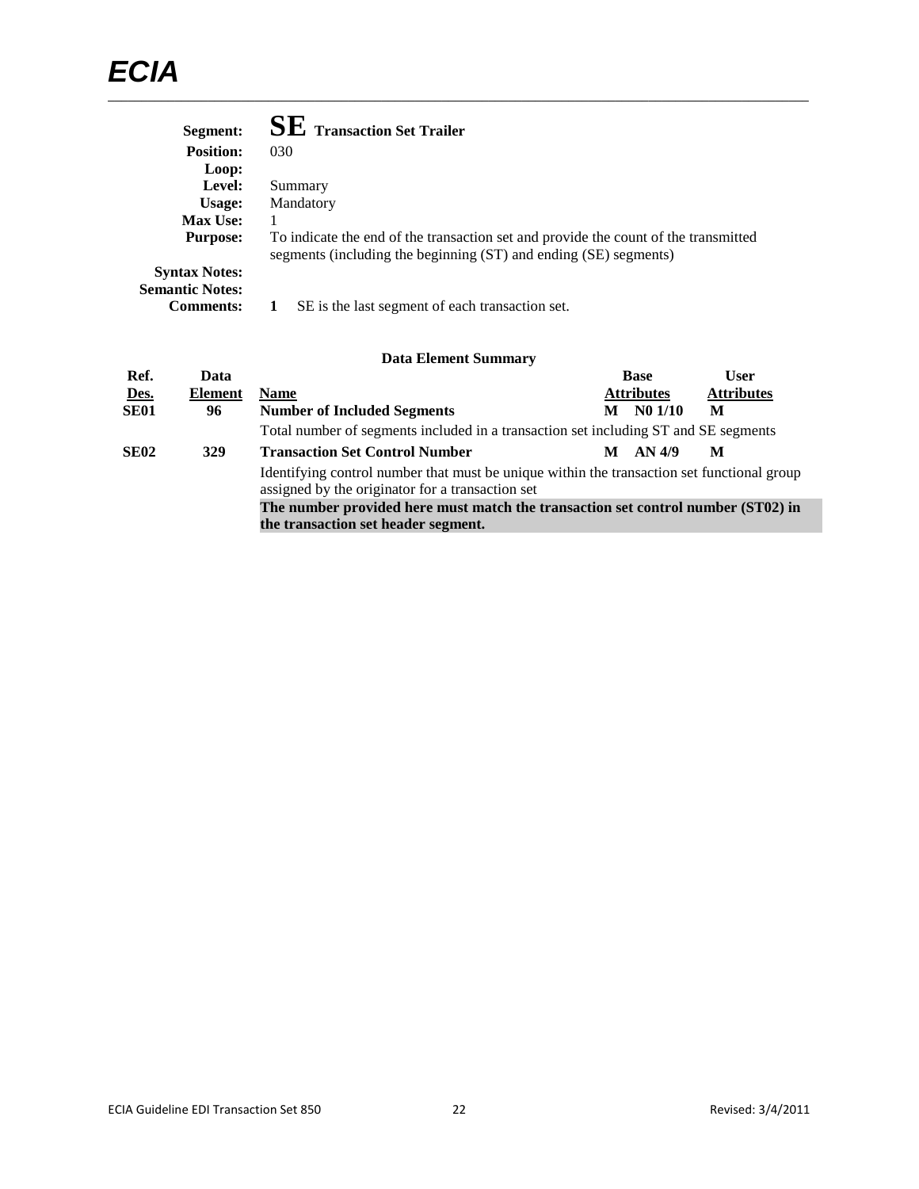**Segment:** **SE** **Transaction Set Trailer**
**Position:** 030
**Loop:**
**Level:** Summary
**Usage:** Mandatory
**Max Use:** 1
**Purpose:** To indicate the end of the transaction set and provide the count of the transmitted segments (including the beginning (ST) and ending (SE) segments)
**Syntax Notes:**
**Semantic Notes:**
**Comments:** **1** SE is the last segment of each transaction set.

**Data Element Summary**

| Ref. Des. | Data Element | Name | Base Attributes | User Attributes |
|---|---|---|---|---|
| **SE01** | **96** | **Number of Included Segments** | **M N0 1/10** | **M** |
| | | Total number of segments included in a transaction set including ST and SE segments | | |
| **SE02** | **329** | **Transaction Set Control Number** | **M AN 4/9** | **M** |
| | | Identifying control number that must be unique within the transaction set functional group assigned by the originator for a transaction set | | |
| | | **The number provided here must match the transaction set control number (ST02) in the transaction set header segment.** | | |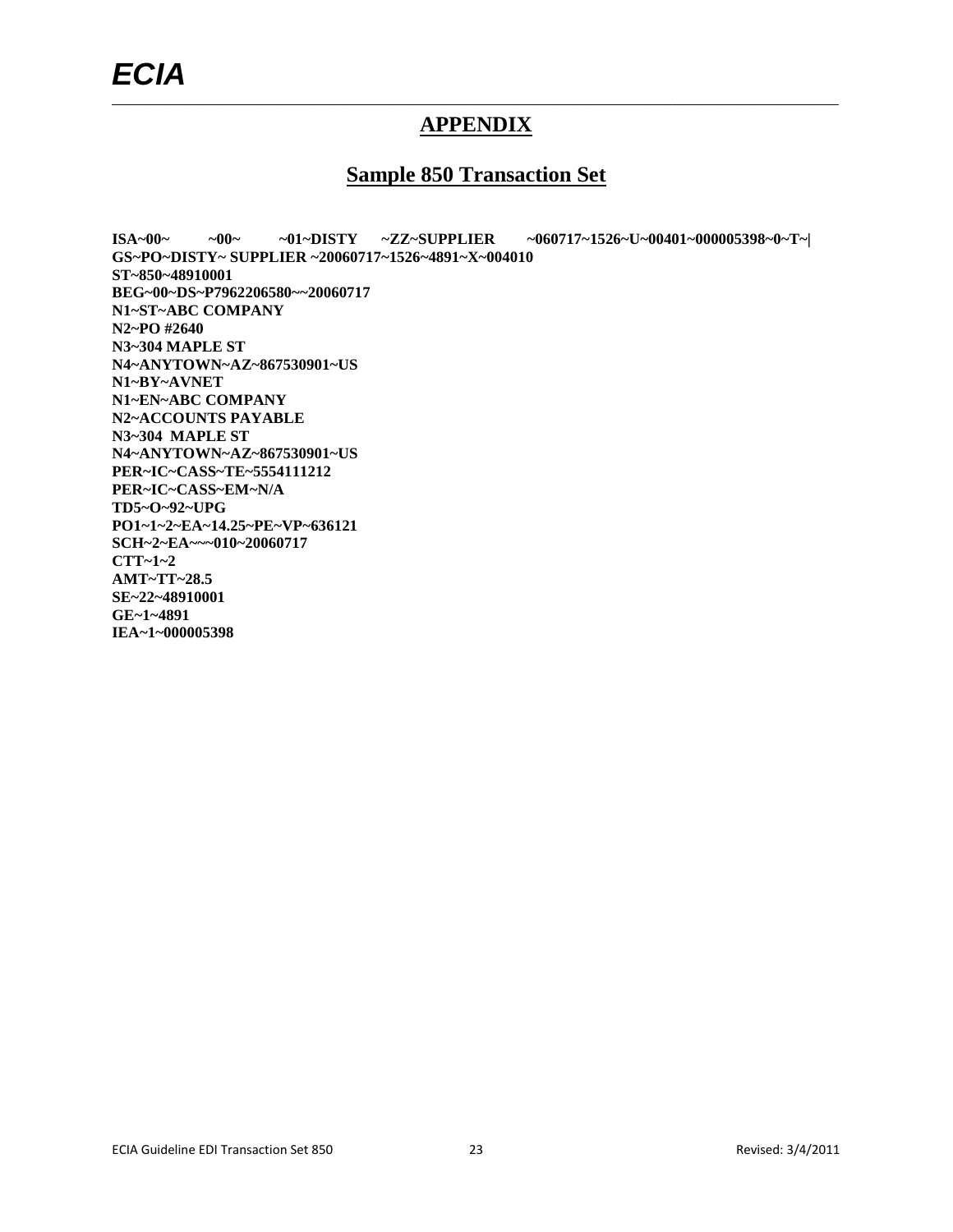## APPENDIX

## Sample 850 Transaction Set

```
ISA~00~          ~00~          ~01~DISTY      ~ZZ~SUPPLIER       ~060717~1526~U~00401~000005398~0~T~|
GS~PO~DISTY~ SUPPLIER ~20060717~1526~4891~X~004010
ST~850~48910001
BEG~00~DS~P7962206580~~20060717
N1~ST~ABC COMPANY
N2~PO #2640
N3~304 MAPLE ST
N4~ANYTOWN~AZ~867530901~US
N1~BY~AVNET
N1~EN~ABC COMPANY
N2~ACCOUNTS PAYABLE
N3~304  MAPLE ST
N4~ANYTOWN~AZ~867530901~US
PER~IC~CASS~TE~5554111212
PER~IC~CASS~EM~N/A
TD5~O~92~UPG
PO1~1~2~EA~14.25~PE~VP~636121
SCH~2~EA~~~010~20060717
CTT~1~2
AMT~TT~28.5
SE~22~48910001
GE~1~4891
IEA~1~000005398
```